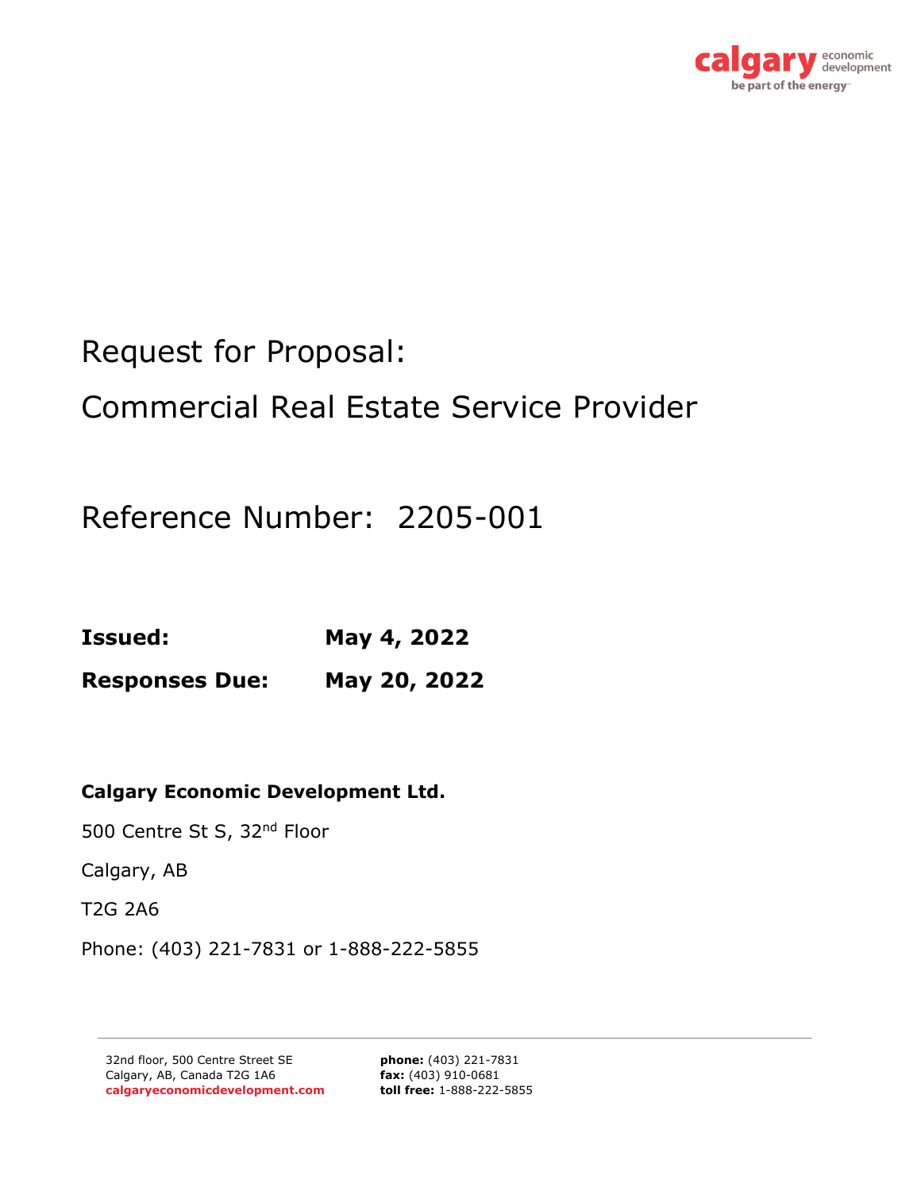# Request for Proposal:

# Commercial Real Estate Service Provider

## Reference Number: 2205-001

**Issued:** **May 4, 2022**

**Responses Due:** **May 20, 2022**

**Calgary Economic Development Ltd.**

500 Centre St S, 32nd Floor

Calgary, AB

T2G 2A6

Phone: (403) 221-7831 or 1-888-222-5855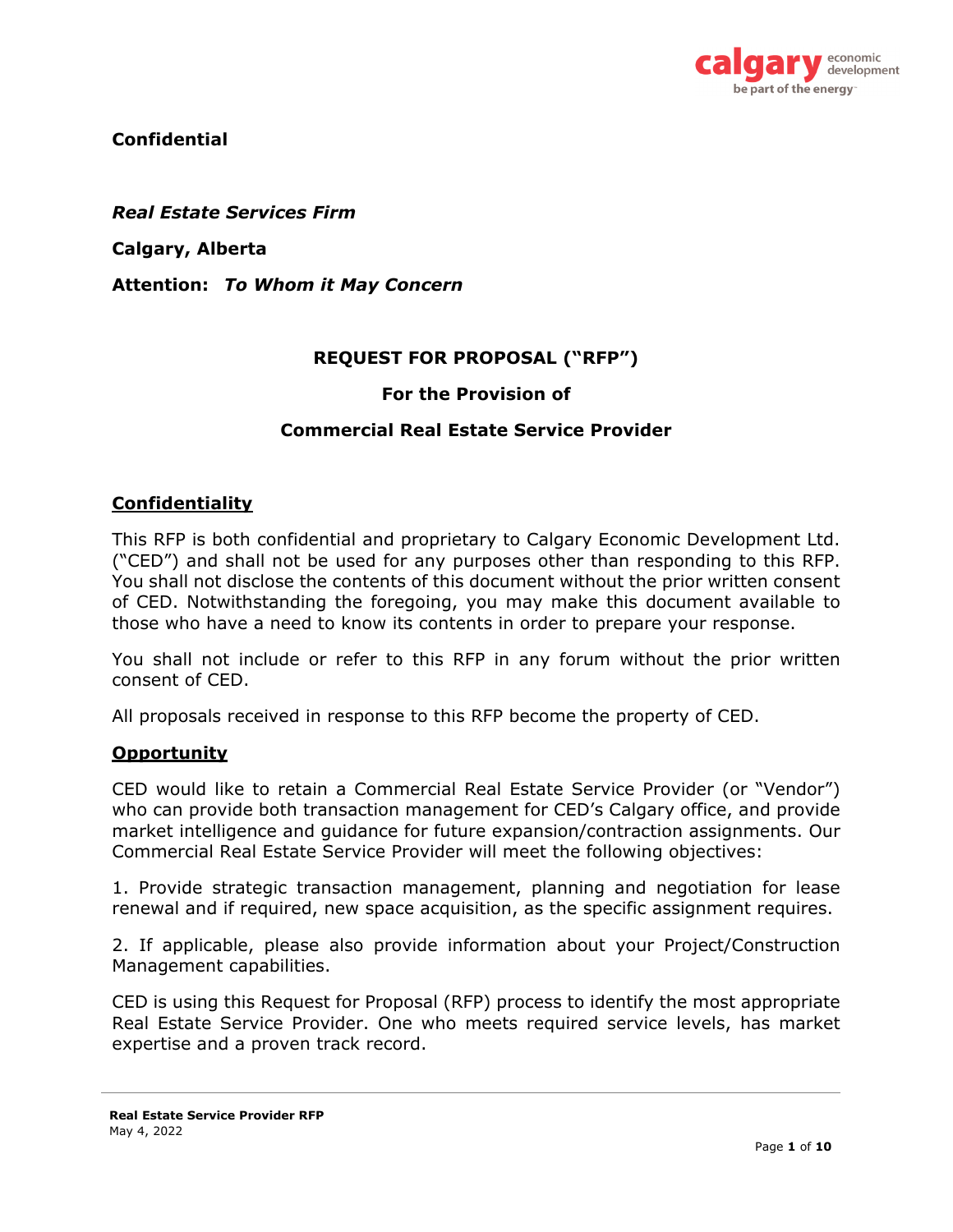**Confidential**

***Real Estate Services Firm***

**Calgary, Alberta**

**Attention:** ***To Whom it May Concern***

## REQUEST FOR PROPOSAL ("RFP")

## For the Provision of

## Commercial Real Estate Service Provider

### Confidentiality

This RFP is both confidential and proprietary to Calgary Economic Development Ltd. ("CED") and shall not be used for any purposes other than responding to this RFP. You shall not disclose the contents of this document without the prior written consent of CED. Notwithstanding the foregoing, you may make this document available to those who have a need to know its contents in order to prepare your response.

You shall not include or refer to this RFP in any forum without the prior written consent of CED.

All proposals received in response to this RFP become the property of CED.

### Opportunity

CED would like to retain a Commercial Real Estate Service Provider (or "Vendor") who can provide both transaction management for CED's Calgary office, and provide market intelligence and guidance for future expansion/contraction assignments. Our Commercial Real Estate Service Provider will meet the following objectives:

1. Provide strategic transaction management, planning and negotiation for lease renewal and if required, new space acquisition, as the specific assignment requires.

2. If applicable, please also provide information about your Project/Construction Management capabilities.

CED is using this Request for Proposal (RFP) process to identify the most appropriate Real Estate Service Provider. One who meets required service levels, has market expertise and a proven track record.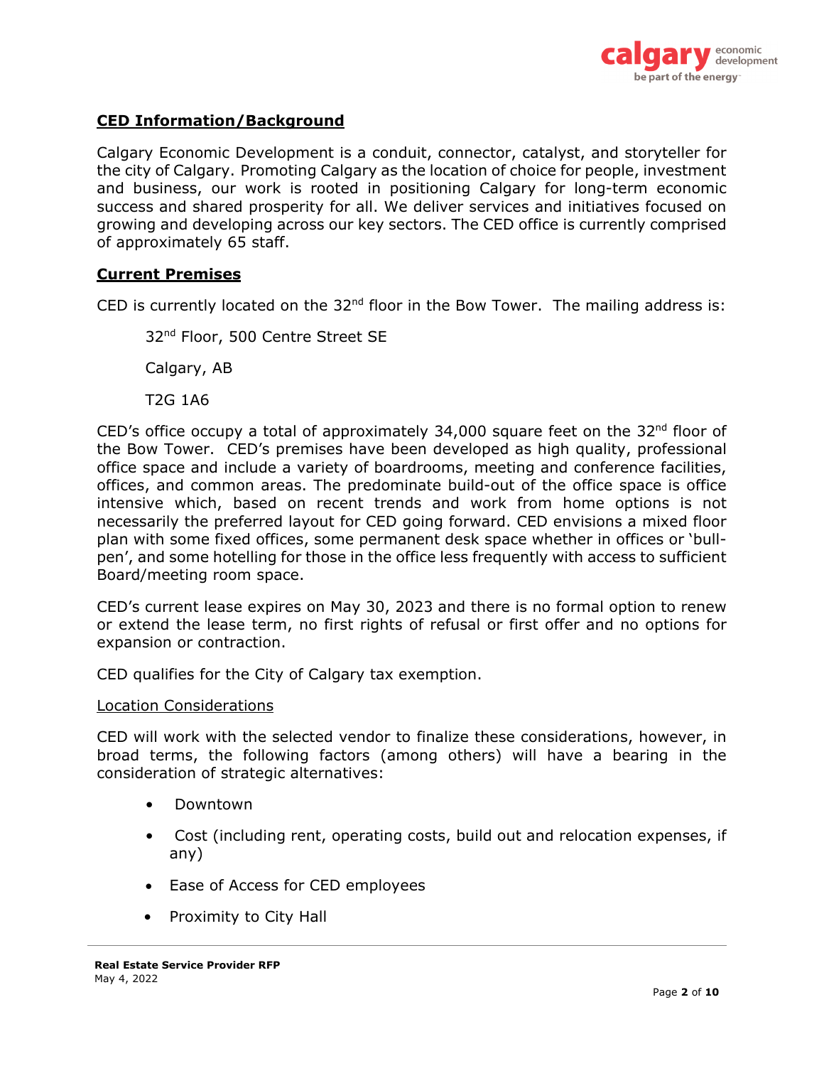## CED Information/Background

Calgary Economic Development is a conduit, connector, catalyst, and storyteller for the city of Calgary. Promoting Calgary as the location of choice for people, investment and business, our work is rooted in positioning Calgary for long-term economic success and shared prosperity for all. We deliver services and initiatives focused on growing and developing across our key sectors. The CED office is currently comprised of approximately 65 staff.

## Current Premises

CED is currently located on the 32nd floor in the Bow Tower. The mailing address is:

32nd Floor, 500 Centre Street SE

Calgary, AB

T2G 1A6

CED's office occupy a total of approximately 34,000 square feet on the 32nd floor of the Bow Tower. CED's premises have been developed as high quality, professional office space and include a variety of boardrooms, meeting and conference facilities, offices, and common areas. The predominate build-out of the office space is office intensive which, based on recent trends and work from home options is not necessarily the preferred layout for CED going forward. CED envisions a mixed floor plan with some fixed offices, some permanent desk space whether in offices or 'bull-pen', and some hotelling for those in the office less frequently with access to sufficient Board/meeting room space.

CED's current lease expires on May 30, 2023 and there is no formal option to renew or extend the lease term, no first rights of refusal or first offer and no options for expansion or contraction.

CED qualifies for the City of Calgary tax exemption.

### Location Considerations

CED will work with the selected vendor to finalize these considerations, however, in broad terms, the following factors (among others) will have a bearing in the consideration of strategic alternatives:

- Downtown
- Cost (including rent, operating costs, build out and relocation expenses, if any)
- Ease of Access for CED employees
- Proximity to City Hall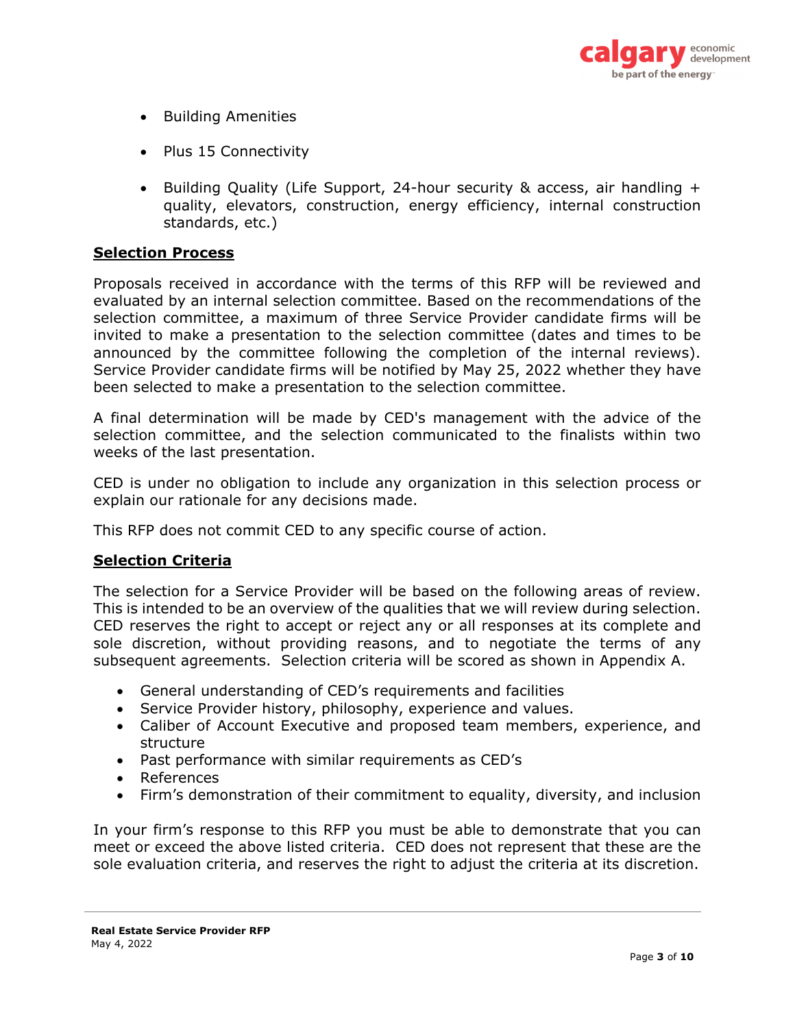- Building Amenities
- Plus 15 Connectivity
- Building Quality (Life Support, 24-hour security & access, air handling + quality, elevators, construction, energy efficiency, internal construction standards, etc.)

**Selection Process**

Proposals received in accordance with the terms of this RFP will be reviewed and evaluated by an internal selection committee. Based on the recommendations of the selection committee, a maximum of three Service Provider candidate firms will be invited to make a presentation to the selection committee (dates and times to be announced by the committee following the completion of the internal reviews). Service Provider candidate firms will be notified by May 25, 2022 whether they have been selected to make a presentation to the selection committee.

A final determination will be made by CED's management with the advice of the selection committee, and the selection communicated to the finalists within two weeks of the last presentation.

CED is under no obligation to include any organization in this selection process or explain our rationale for any decisions made.

This RFP does not commit CED to any specific course of action.

**Selection Criteria**

The selection for a Service Provider will be based on the following areas of review. This is intended to be an overview of the qualities that we will review during selection. CED reserves the right to accept or reject any or all responses at its complete and sole discretion, without providing reasons, and to negotiate the terms of any subsequent agreements. Selection criteria will be scored as shown in Appendix A.

- General understanding of CED's requirements and facilities
- Service Provider history, philosophy, experience and values.
- Caliber of Account Executive and proposed team members, experience, and structure
- Past performance with similar requirements as CED's
- References
- Firm's demonstration of their commitment to equality, diversity, and inclusion

In your firm's response to this RFP you must be able to demonstrate that you can meet or exceed the above listed criteria. CED does not represent that these are the sole evaluation criteria, and reserves the right to adjust the criteria at its discretion.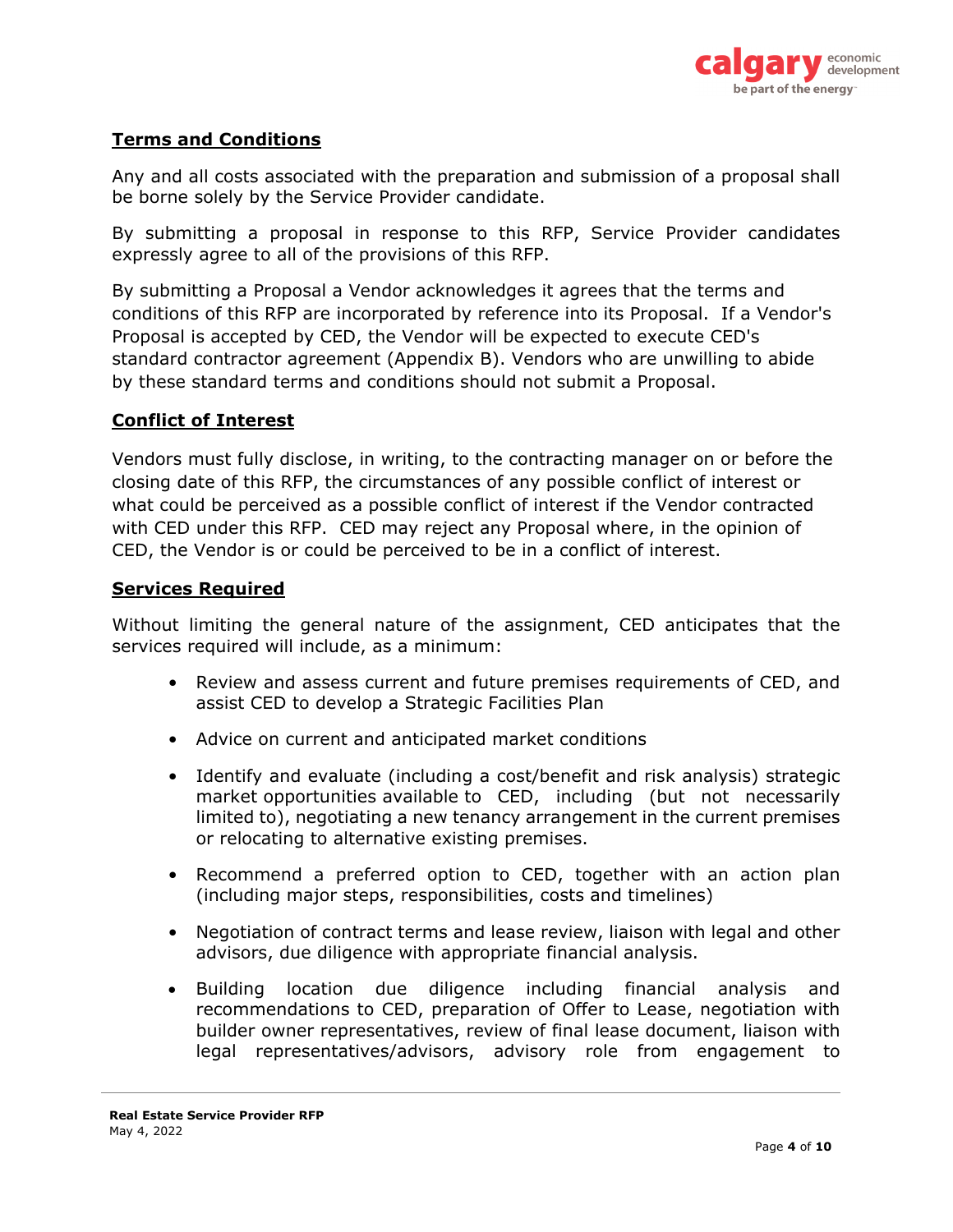**Terms and Conditions**

Any and all costs associated with the preparation and submission of a proposal shall be borne solely by the Service Provider candidate.

By submitting a proposal in response to this RFP, Service Provider candidates expressly agree to all of the provisions of this RFP.

By submitting a Proposal a Vendor acknowledges it agrees that the terms and conditions of this RFP are incorporated by reference into its Proposal. If a Vendor's Proposal is accepted by CED, the Vendor will be expected to execute CED's standard contractor agreement (Appendix B). Vendors who are unwilling to abide by these standard terms and conditions should not submit a Proposal.

**Conflict of Interest**

Vendors must fully disclose, in writing, to the contracting manager on or before the closing date of this RFP, the circumstances of any possible conflict of interest or what could be perceived as a possible conflict of interest if the Vendor contracted with CED under this RFP. CED may reject any Proposal where, in the opinion of CED, the Vendor is or could be perceived to be in a conflict of interest.

**Services Required**

Without limiting the general nature of the assignment, CED anticipates that the services required will include, as a minimum:

- Review and assess current and future premises requirements of CED, and assist CED to develop a Strategic Facilities Plan
- Advice on current and anticipated market conditions
- Identify and evaluate (including a cost/benefit and risk analysis) strategic market opportunities available to CED, including (but not necessarily limited to), negotiating a new tenancy arrangement in the current premises or relocating to alternative existing premises.
- Recommend a preferred option to CED, together with an action plan (including major steps, responsibilities, costs and timelines)
- Negotiation of contract terms and lease review, liaison with legal and other advisors, due diligence with appropriate financial analysis.
- Building location due diligence including financial analysis and recommendations to CED, preparation of Offer to Lease, negotiation with builder owner representatives, review of final lease document, liaison with legal representatives/advisors, advisory role from engagement to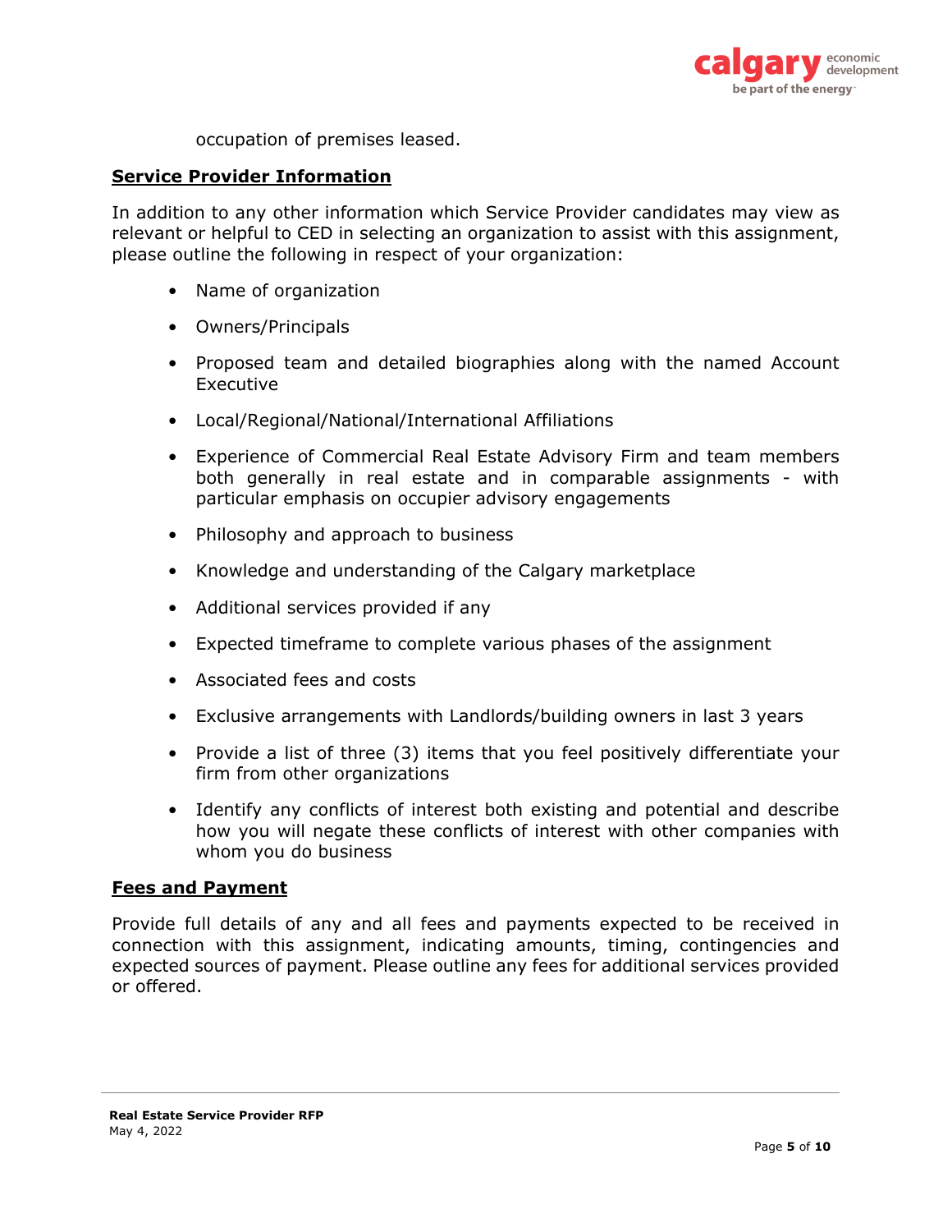occupation of premises leased.

**Service Provider Information**

In addition to any other information which Service Provider candidates may view as relevant or helpful to CED in selecting an organization to assist with this assignment, please outline the following in respect of your organization:

- Name of organization
- Owners/Principals
- Proposed team and detailed biographies along with the named Account Executive
- Local/Regional/National/International Affiliations
- Experience of Commercial Real Estate Advisory Firm and team members both generally in real estate and in comparable assignments - with particular emphasis on occupier advisory engagements
- Philosophy and approach to business
- Knowledge and understanding of the Calgary marketplace
- Additional services provided if any
- Expected timeframe to complete various phases of the assignment
- Associated fees and costs
- Exclusive arrangements with Landlords/building owners in last 3 years
- Provide a list of three (3) items that you feel positively differentiate your firm from other organizations
- Identify any conflicts of interest both existing and potential and describe how you will negate these conflicts of interest with other companies with whom you do business

**Fees and Payment**

Provide full details of any and all fees and payments expected to be received in connection with this assignment, indicating amounts, timing, contingencies and expected sources of payment. Please outline any fees for additional services provided or offered.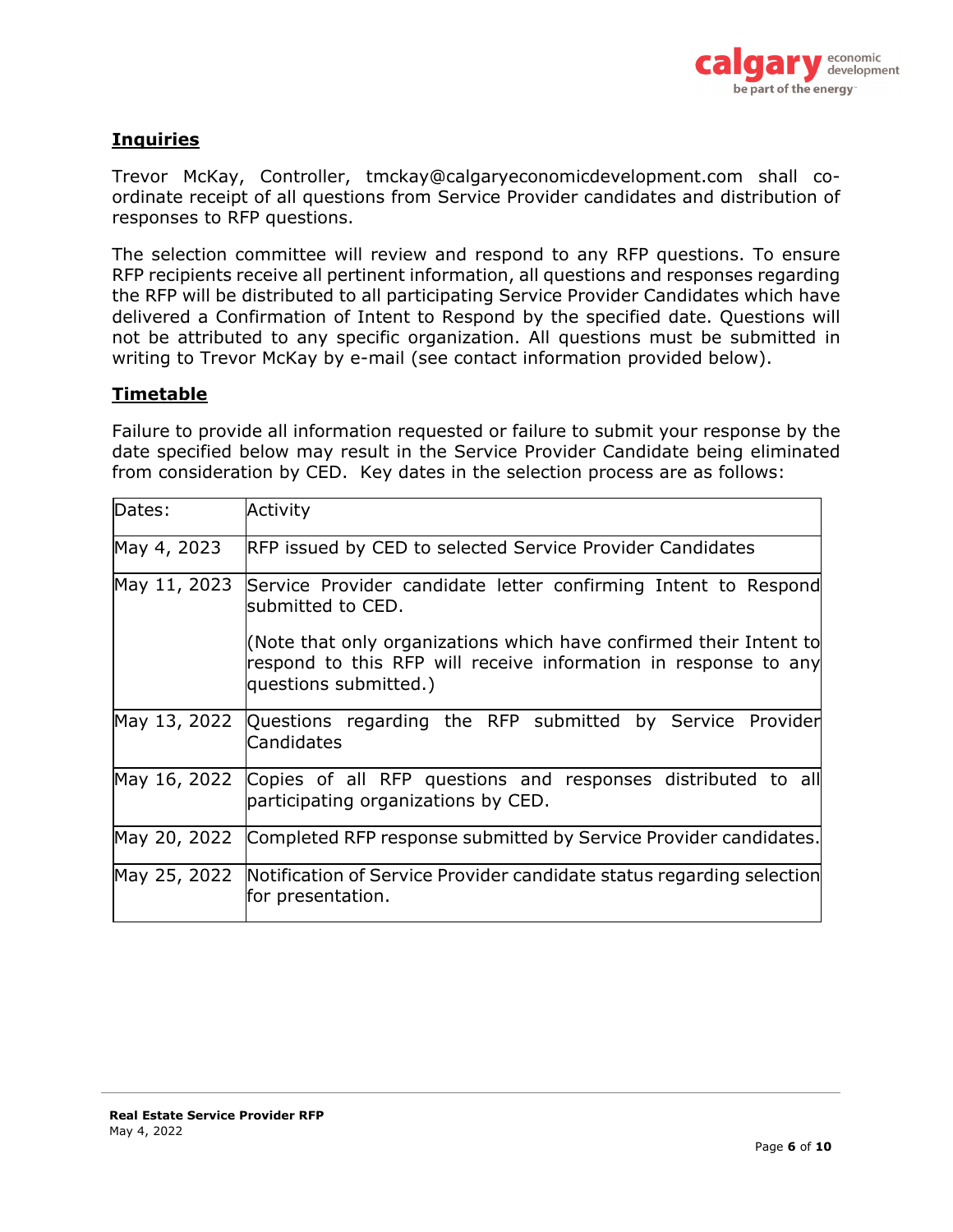## Inquiries

Trevor McKay, Controller, tmckay@calgaryeconomicdevelopment.com shall co-ordinate receipt of all questions from Service Provider candidates and distribution of responses to RFP questions.

The selection committee will review and respond to any RFP questions. To ensure RFP recipients receive all pertinent information, all questions and responses regarding the RFP will be distributed to all participating Service Provider Candidates which have delivered a Confirmation of Intent to Respond by the specified date. Questions will not be attributed to any specific organization. All questions must be submitted in writing to Trevor McKay by e-mail (see contact information provided below).

## Timetable

Failure to provide all information requested or failure to submit your response by the date specified below may result in the Service Provider Candidate being eliminated from consideration by CED. Key dates in the selection process are as follows:

| Dates: | Activity |
|---|---|
| May 4, 2023 | RFP issued by CED to selected Service Provider Candidates |
| May 11, 2023 | Service Provider candidate letter confirming Intent to Respond submitted to CED.<br><br>(Note that only organizations which have confirmed their Intent to respond to this RFP will receive information in response to any questions submitted.) |
| May 13, 2022 | Questions regarding the RFP submitted by Service Provider Candidates |
| May 16, 2022 | Copies of all RFP questions and responses distributed to all participating organizations by CED. |
| May 20, 2022 | Completed RFP response submitted by Service Provider candidates. |
| May 25, 2022 | Notification of Service Provider candidate status regarding selection for presentation. |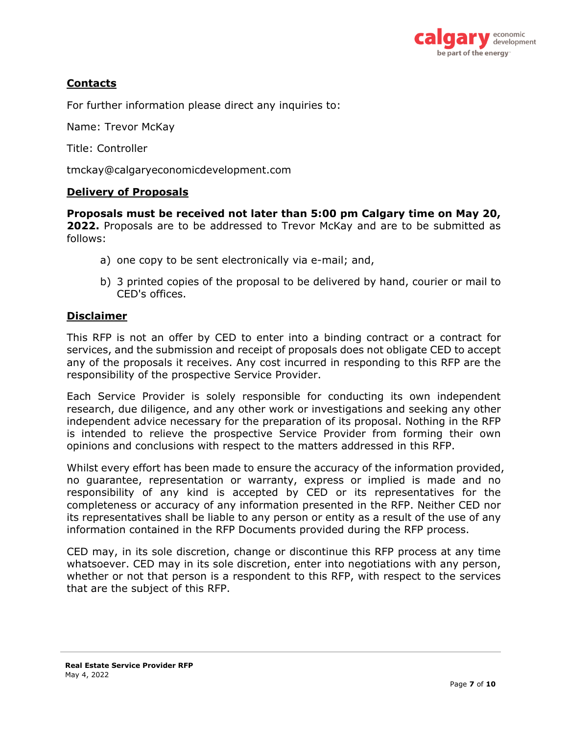## Contacts

For further information please direct any inquiries to:

Name: Trevor McKay

Title: Controller

tmckay@calgaryeconomicdevelopment.com

## Delivery of Proposals

**Proposals must be received not later than 5:00 pm Calgary time on May 20, 2022.** Proposals are to be addressed to Trevor McKay and are to be submitted as follows:

a) one copy to be sent electronically via e-mail; and,

b) 3 printed copies of the proposal to be delivered by hand, courier or mail to CED's offices.

## Disclaimer

This RFP is not an offer by CED to enter into a binding contract or a contract for services, and the submission and receipt of proposals does not obligate CED to accept any of the proposals it receives. Any cost incurred in responding to this RFP are the responsibility of the prospective Service Provider.

Each Service Provider is solely responsible for conducting its own independent research, due diligence, and any other work or investigations and seeking any other independent advice necessary for the preparation of its proposal. Nothing in the RFP is intended to relieve the prospective Service Provider from forming their own opinions and conclusions with respect to the matters addressed in this RFP.

Whilst every effort has been made to ensure the accuracy of the information provided, no guarantee, representation or warranty, express or implied is made and no responsibility of any kind is accepted by CED or its representatives for the completeness or accuracy of any information presented in the RFP. Neither CED nor its representatives shall be liable to any person or entity as a result of the use of any information contained in the RFP Documents provided during the RFP process.

CED may, in its sole discretion, change or discontinue this RFP process at any time whatsoever. CED may in its sole discretion, enter into negotiations with any person, whether or not that person is a respondent to this RFP, with respect to the services that are the subject of this RFP.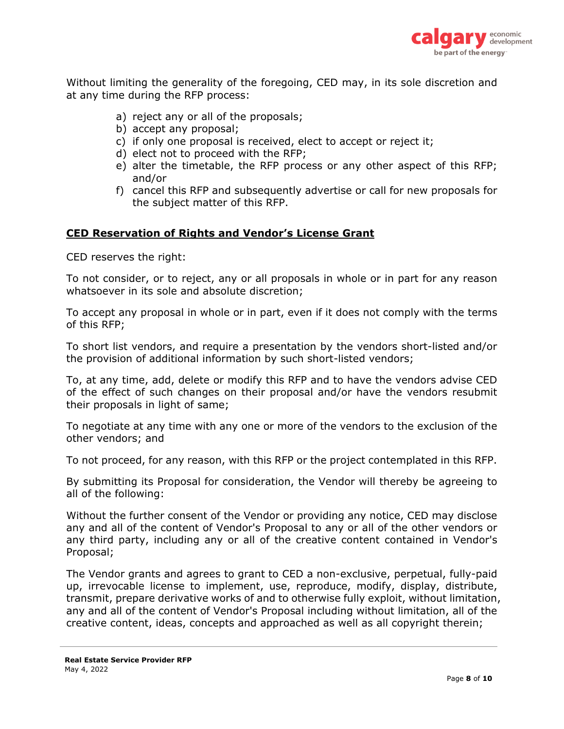Without limiting the generality of the foregoing, CED may, in its sole discretion and at any time during the RFP process:

a) reject any or all of the proposals;
b) accept any proposal;
c) if only one proposal is received, elect to accept or reject it;
d) elect not to proceed with the RFP;
e) alter the timetable, the RFP process or any other aspect of this RFP; and/or
f) cancel this RFP and subsequently advertise or call for new proposals for the subject matter of this RFP.

## CED Reservation of Rights and Vendor's License Grant

CED reserves the right:

To not consider, or to reject, any or all proposals in whole or in part for any reason whatsoever in its sole and absolute discretion;

To accept any proposal in whole or in part, even if it does not comply with the terms of this RFP;

To short list vendors, and require a presentation by the vendors short-listed and/or the provision of additional information by such short-listed vendors;

To, at any time, add, delete or modify this RFP and to have the vendors advise CED of the effect of such changes on their proposal and/or have the vendors resubmit their proposals in light of same;

To negotiate at any time with any one or more of the vendors to the exclusion of the other vendors; and

To not proceed, for any reason, with this RFP or the project contemplated in this RFP.

By submitting its Proposal for consideration, the Vendor will thereby be agreeing to all of the following:

Without the further consent of the Vendor or providing any notice, CED may disclose any and all of the content of Vendor's Proposal to any or all of the other vendors or any third party, including any or all of the creative content contained in Vendor's Proposal;

The Vendor grants and agrees to grant to CED a non-exclusive, perpetual, fully-paid up, irrevocable license to implement, use, reproduce, modify, display, distribute, transmit, prepare derivative works of and to otherwise fully exploit, without limitation, any and all of the content of Vendor's Proposal including without limitation, all of the creative content, ideas, concepts and approached as well as all copyright therein;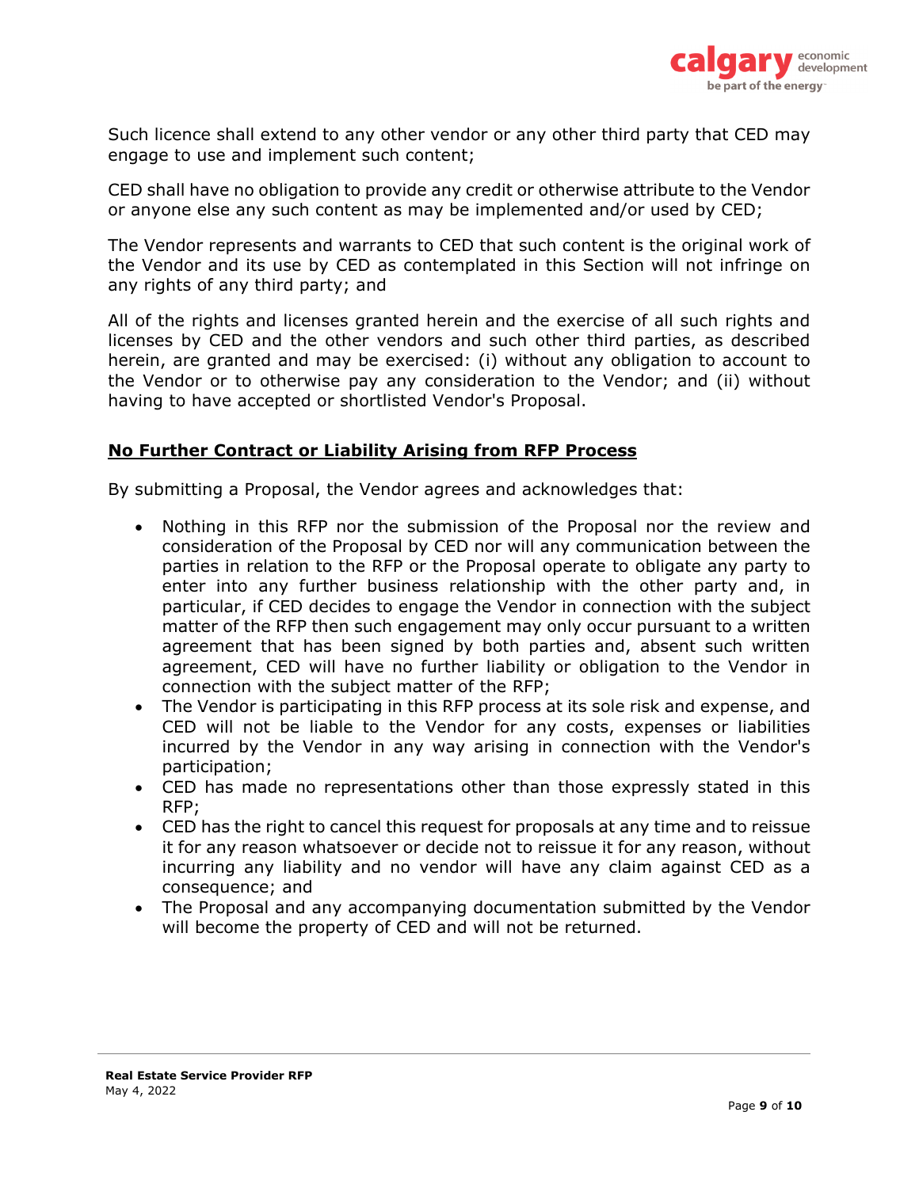Such licence shall extend to any other vendor or any other third party that CED may engage to use and implement such content;

CED shall have no obligation to provide any credit or otherwise attribute to the Vendor or anyone else any such content as may be implemented and/or used by CED;

The Vendor represents and warrants to CED that such content is the original work of the Vendor and its use by CED as contemplated in this Section will not infringe on any rights of any third party; and

All of the rights and licenses granted herein and the exercise of all such rights and licenses by CED and the other vendors and such other third parties, as described herein, are granted and may be exercised: (i) without any obligation to account to the Vendor or to otherwise pay any consideration to the Vendor; and (ii) without having to have accepted or shortlisted Vendor's Proposal.

## No Further Contract or Liability Arising from RFP Process

By submitting a Proposal, the Vendor agrees and acknowledges that:

- Nothing in this RFP nor the submission of the Proposal nor the review and consideration of the Proposal by CED nor will any communication between the parties in relation to the RFP or the Proposal operate to obligate any party to enter into any further business relationship with the other party and, in particular, if CED decides to engage the Vendor in connection with the subject matter of the RFP then such engagement may only occur pursuant to a written agreement that has been signed by both parties and, absent such written agreement, CED will have no further liability or obligation to the Vendor in connection with the subject matter of the RFP;
- The Vendor is participating in this RFP process at its sole risk and expense, and CED will not be liable to the Vendor for any costs, expenses or liabilities incurred by the Vendor in any way arising in connection with the Vendor's participation;
- CED has made no representations other than those expressly stated in this RFP;
- CED has the right to cancel this request for proposals at any time and to reissue it for any reason whatsoever or decide not to reissue it for any reason, without incurring any liability and no vendor will have any claim against CED as a consequence; and
- The Proposal and any accompanying documentation submitted by the Vendor will become the property of CED and will not be returned.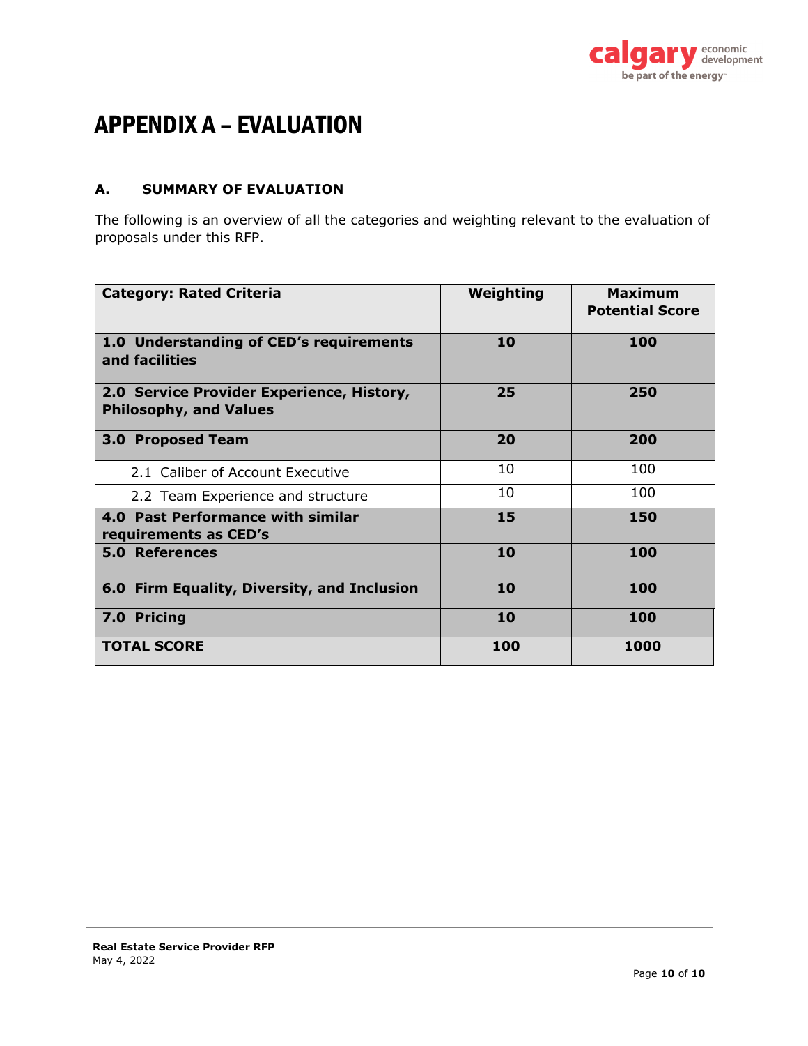# APPENDIX A – EVALUATION

### A. SUMMARY OF EVALUATION

The following is an overview of all the categories and weighting relevant to the evaluation of proposals under this RFP.

| Category: Rated Criteria | Weighting | Maximum Potential Score |
|---|---|---|
| **1.0 Understanding of CED's requirements and facilities** | **10** | **100** |
| **2.0 Service Provider Experience, History, Philosophy, and Values** | **25** | **250** |
| **3.0 Proposed Team** | **20** | **200** |
| 2.1 Caliber of Account Executive | 10 | 100 |
| 2.2 Team Experience and structure | 10 | 100 |
| **4.0 Past Performance with similar requirements as CED's** | **15** | **150** |
| **5.0 References** | **10** | **100** |
| **6.0 Firm Equality, Diversity, and Inclusion** | **10** | **100** |
| **7.0 Pricing** | **10** | **100** |
| **TOTAL SCORE** | **100** | **1000** |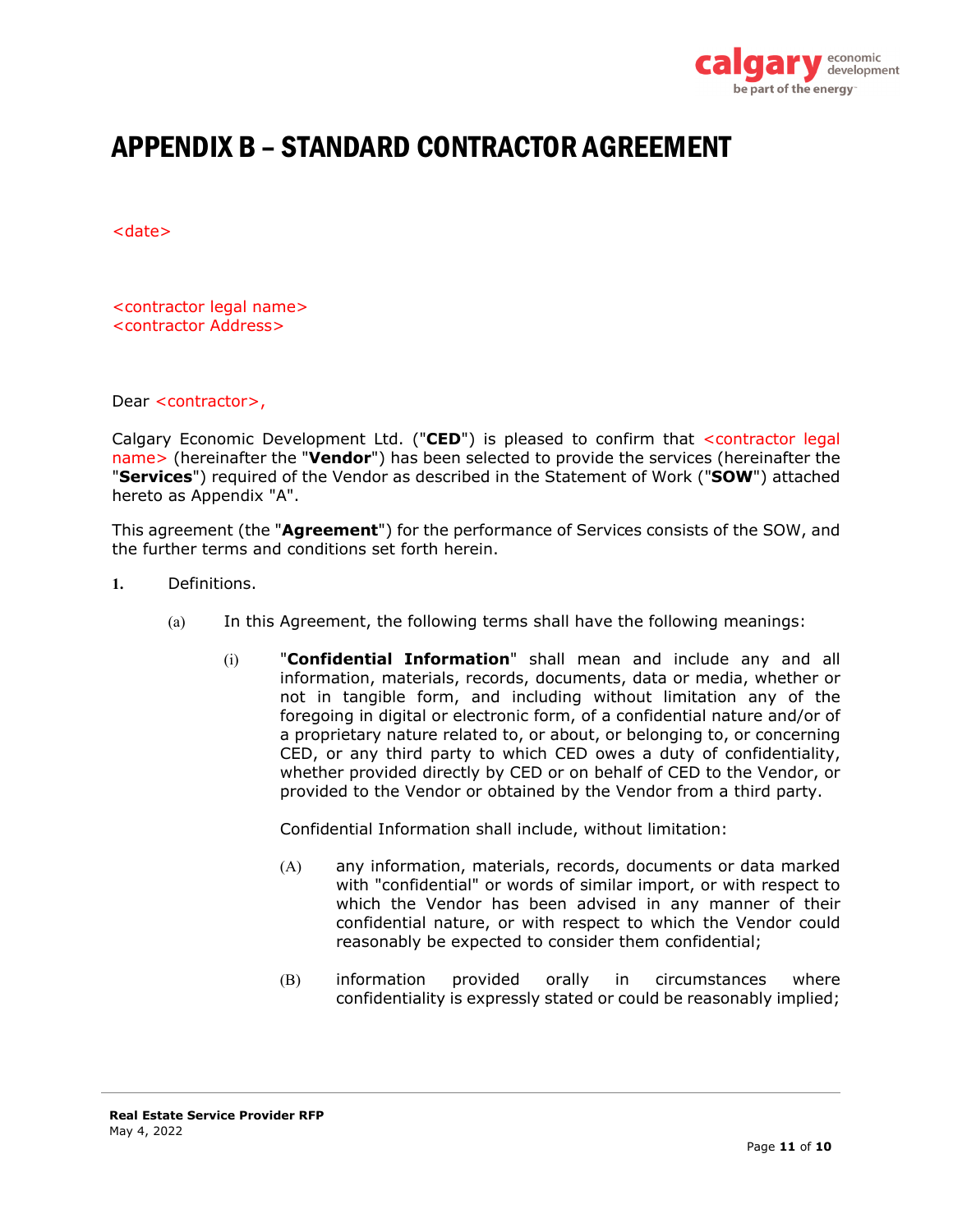# APPENDIX B – STANDARD CONTRACTOR AGREEMENT

<date>

<contractor legal name>
<contractor Address>

Dear <contractor>,

Calgary Economic Development Ltd. ("**CED**") is pleased to confirm that <contractor legal name> (hereinafter the "**Vendor**") has been selected to provide the services (hereinafter the "**Services**") required of the Vendor as described in the Statement of Work ("**SOW**") attached hereto as Appendix "A".

This agreement (the "**Agreement**") for the performance of Services consists of the SOW, and the further terms and conditions set forth herein.

**1.** Definitions.

(a) In this Agreement, the following terms shall have the following meanings:

(i) "**Confidential Information**" shall mean and include any and all information, materials, records, documents, data or media, whether or not in tangible form, and including without limitation any of the foregoing in digital or electronic form, of a confidential nature and/or of a proprietary nature related to, or about, or belonging to, or concerning CED, or any third party to which CED owes a duty of confidentiality, whether provided directly by CED or on behalf of CED to the Vendor, or provided to the Vendor or obtained by the Vendor from a third party.

Confidential Information shall include, without limitation:

(A) any information, materials, records, documents or data marked with "confidential" or words of similar import, or with respect to which the Vendor has been advised in any manner of their confidential nature, or with respect to which the Vendor could reasonably be expected to consider them confidential;

(B) information provided orally in circumstances where confidentiality is expressly stated or could be reasonably implied;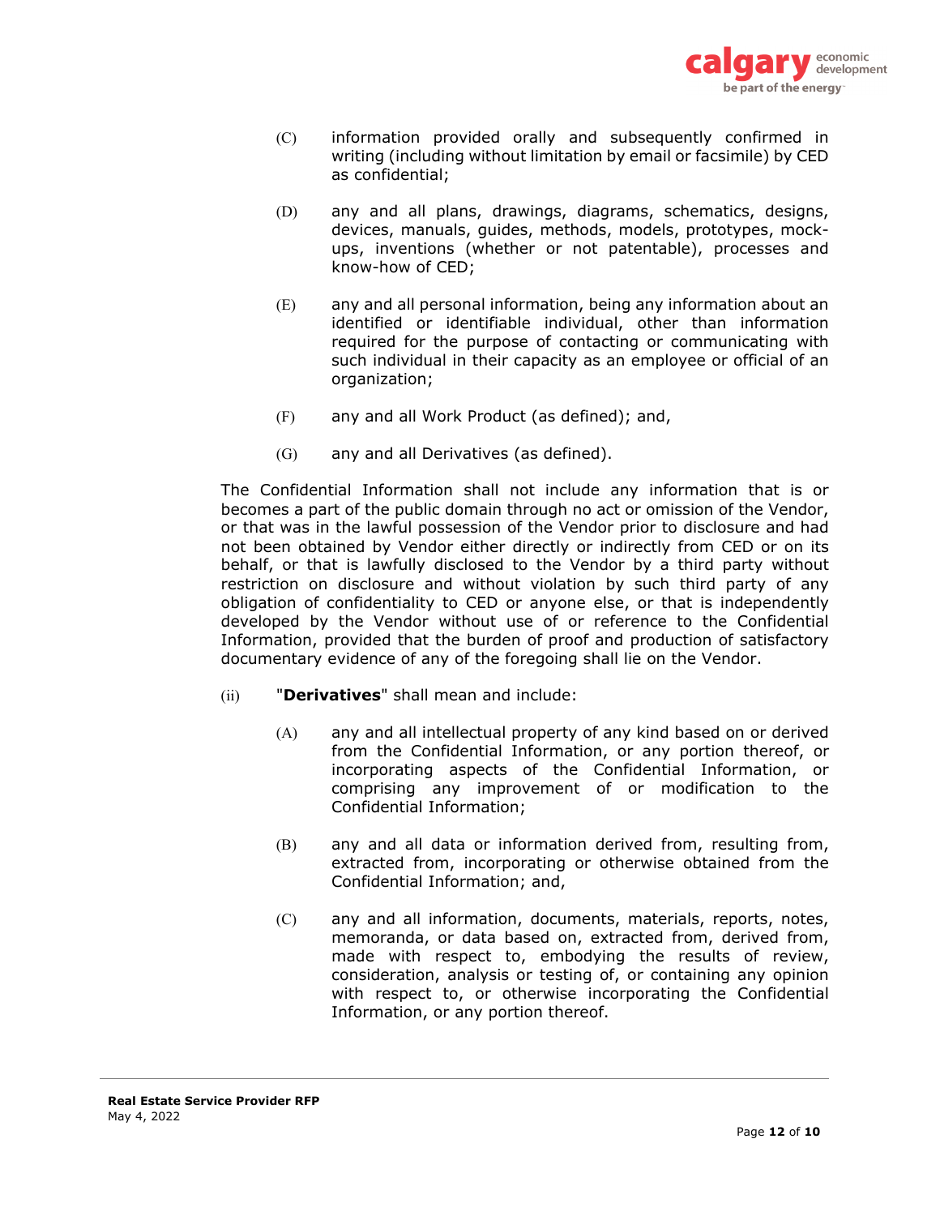(C) information provided orally and subsequently confirmed in writing (including without limitation by email or facsimile) by CED as confidential;

(D) any and all plans, drawings, diagrams, schematics, designs, devices, manuals, guides, methods, models, prototypes, mock-ups, inventions (whether or not patentable), processes and know-how of CED;

(E) any and all personal information, being any information about an identified or identifiable individual, other than information required for the purpose of contacting or communicating with such individual in their capacity as an employee or official of an organization;

(F) any and all Work Product (as defined); and,

(G) any and all Derivatives (as defined).

The Confidential Information shall not include any information that is or becomes a part of the public domain through no act or omission of the Vendor, or that was in the lawful possession of the Vendor prior to disclosure and had not been obtained by Vendor either directly or indirectly from CED or on its behalf, or that is lawfully disclosed to the Vendor by a third party without restriction on disclosure and without violation by such third party of any obligation of confidentiality to CED or anyone else, or that is independently developed by the Vendor without use of or reference to the Confidential Information, provided that the burden of proof and production of satisfactory documentary evidence of any of the foregoing shall lie on the Vendor.

(ii) "**Derivatives**" shall mean and include:

(A) any and all intellectual property of any kind based on or derived from the Confidential Information, or any portion thereof, or incorporating aspects of the Confidential Information, or comprising any improvement of or modification to the Confidential Information;

(B) any and all data or information derived from, resulting from, extracted from, incorporating or otherwise obtained from the Confidential Information; and,

(C) any and all information, documents, materials, reports, notes, memoranda, or data based on, extracted from, derived from, made with respect to, embodying the results of review, consideration, analysis or testing of, or containing any opinion with respect to, or otherwise incorporating the Confidential Information, or any portion thereof.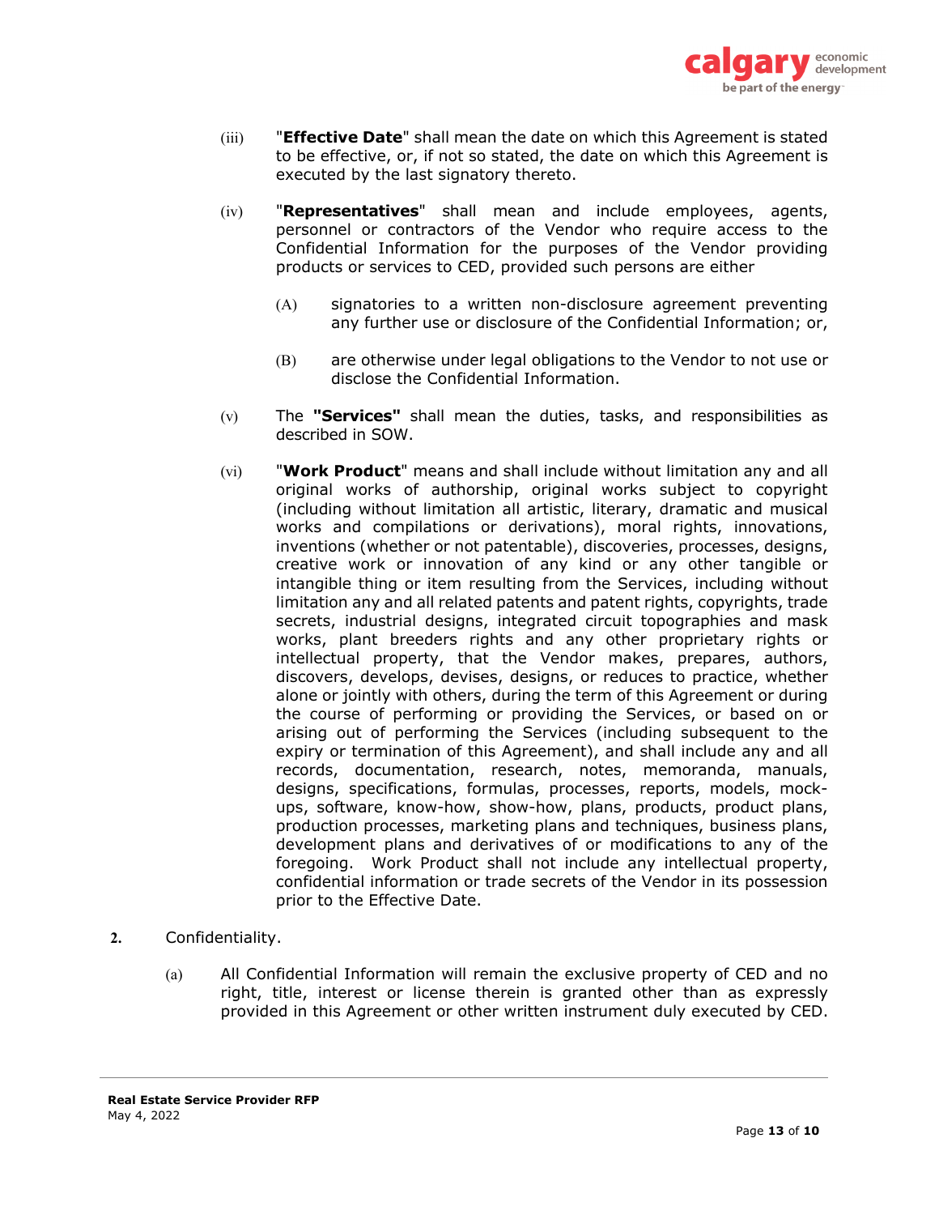(iii) "**Effective Date**" shall mean the date on which this Agreement is stated to be effective, or, if not so stated, the date on which this Agreement is executed by the last signatory thereto.

(iv) "**Representatives**" shall mean and include employees, agents, personnel or contractors of the Vendor who require access to the Confidential Information for the purposes of the Vendor providing products or services to CED, provided such persons are either

(A) signatories to a written non-disclosure agreement preventing any further use or disclosure of the Confidential Information; or,

(B) are otherwise under legal obligations to the Vendor to not use or disclose the Confidential Information.

(v) The **"Services"** shall mean the duties, tasks, and responsibilities as described in SOW.

(vi) "**Work Product**" means and shall include without limitation any and all original works of authorship, original works subject to copyright (including without limitation all artistic, literary, dramatic and musical works and compilations or derivations), moral rights, innovations, inventions (whether or not patentable), discoveries, processes, designs, creative work or innovation of any kind or any other tangible or intangible thing or item resulting from the Services, including without limitation any and all related patents and patent rights, copyrights, trade secrets, industrial designs, integrated circuit topographies and mask works, plant breeders rights and any other proprietary rights or intellectual property, that the Vendor makes, prepares, authors, discovers, develops, devises, designs, or reduces to practice, whether alone or jointly with others, during the term of this Agreement or during the course of performing or providing the Services, or based on or arising out of performing the Services (including subsequent to the expiry or termination of this Agreement), and shall include any and all records, documentation, research, notes, memoranda, manuals, designs, specifications, formulas, processes, reports, models, mock-ups, software, know-how, show-how, plans, products, product plans, production processes, marketing plans and techniques, business plans, development plans and derivatives of or modifications to any of the foregoing. Work Product shall not include any intellectual property, confidential information or trade secrets of the Vendor in its possession prior to the Effective Date.

**2.** Confidentiality.

(a) All Confidential Information will remain the exclusive property of CED and no right, title, interest or license therein is granted other than as expressly provided in this Agreement or other written instrument duly executed by CED.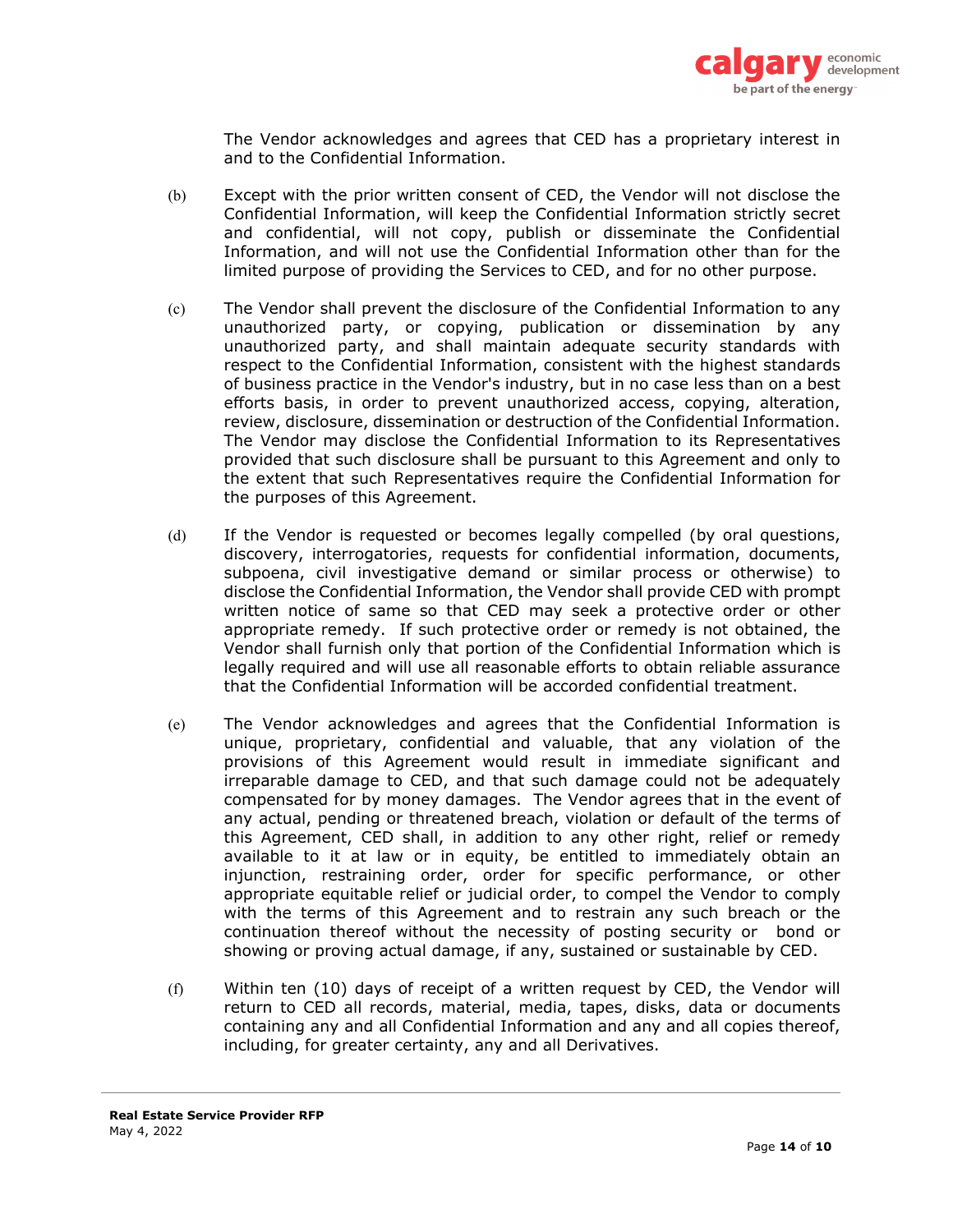The Vendor acknowledges and agrees that CED has a proprietary interest in and to the Confidential Information.

(b) Except with the prior written consent of CED, the Vendor will not disclose the Confidential Information, will keep the Confidential Information strictly secret and confidential, will not copy, publish or disseminate the Confidential Information, and will not use the Confidential Information other than for the limited purpose of providing the Services to CED, and for no other purpose.

(c) The Vendor shall prevent the disclosure of the Confidential Information to any unauthorized party, or copying, publication or dissemination by any unauthorized party, and shall maintain adequate security standards with respect to the Confidential Information, consistent with the highest standards of business practice in the Vendor's industry, but in no case less than on a best efforts basis, in order to prevent unauthorized access, copying, alteration, review, disclosure, dissemination or destruction of the Confidential Information. The Vendor may disclose the Confidential Information to its Representatives provided that such disclosure shall be pursuant to this Agreement and only to the extent that such Representatives require the Confidential Information for the purposes of this Agreement.

(d) If the Vendor is requested or becomes legally compelled (by oral questions, discovery, interrogatories, requests for confidential information, documents, subpoena, civil investigative demand or similar process or otherwise) to disclose the Confidential Information, the Vendor shall provide CED with prompt written notice of same so that CED may seek a protective order or other appropriate remedy. If such protective order or remedy is not obtained, the Vendor shall furnish only that portion of the Confidential Information which is legally required and will use all reasonable efforts to obtain reliable assurance that the Confidential Information will be accorded confidential treatment.

(e) The Vendor acknowledges and agrees that the Confidential Information is unique, proprietary, confidential and valuable, that any violation of the provisions of this Agreement would result in immediate significant and irreparable damage to CED, and that such damage could not be adequately compensated for by money damages. The Vendor agrees that in the event of any actual, pending or threatened breach, violation or default of the terms of this Agreement, CED shall, in addition to any other right, relief or remedy available to it at law or in equity, be entitled to immediately obtain an injunction, restraining order, order for specific performance, or other appropriate equitable relief or judicial order, to compel the Vendor to comply with the terms of this Agreement and to restrain any such breach or the continuation thereof without the necessity of posting security or bond or showing or proving actual damage, if any, sustained or sustainable by CED.

(f) Within ten (10) days of receipt of a written request by CED, the Vendor will return to CED all records, material, media, tapes, disks, data or documents containing any and all Confidential Information and any and all copies thereof, including, for greater certainty, any and all Derivatives.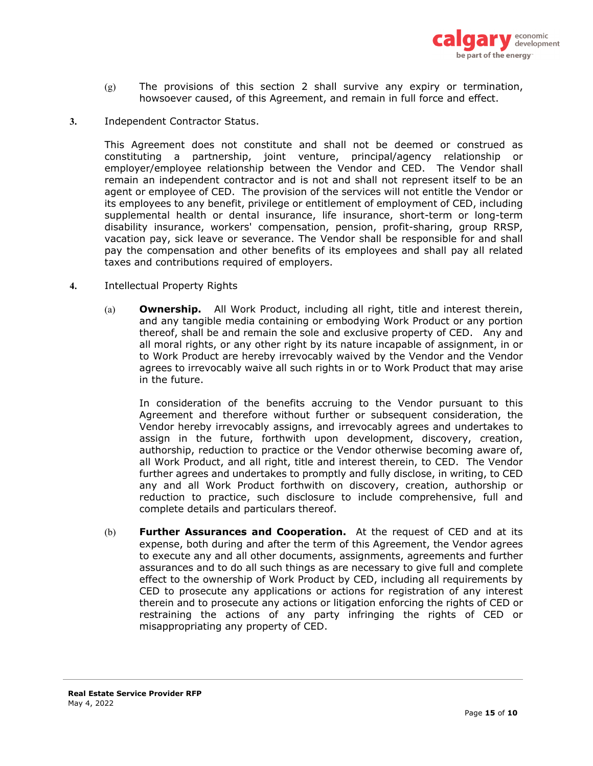(g) The provisions of this section 2 shall survive any expiry or termination, howsoever caused, of this Agreement, and remain in full force and effect.

**3.** Independent Contractor Status.

This Agreement does not constitute and shall not be deemed or construed as constituting a partnership, joint venture, principal/agency relationship or employer/employee relationship between the Vendor and CED. The Vendor shall remain an independent contractor and is not and shall not represent itself to be an agent or employee of CED. The provision of the services will not entitle the Vendor or its employees to any benefit, privilege or entitlement of employment of CED, including supplemental health or dental insurance, life insurance, short-term or long-term disability insurance, workers' compensation, pension, profit-sharing, group RRSP, vacation pay, sick leave or severance. The Vendor shall be responsible for and shall pay the compensation and other benefits of its employees and shall pay all related taxes and contributions required of employers.

**4.** Intellectual Property Rights

(a) **Ownership.** All Work Product, including all right, title and interest therein, and any tangible media containing or embodying Work Product or any portion thereof, shall be and remain the sole and exclusive property of CED. Any and all moral rights, or any other right by its nature incapable of assignment, in or to Work Product are hereby irrevocably waived by the Vendor and the Vendor agrees to irrevocably waive all such rights in or to Work Product that may arise in the future.

In consideration of the benefits accruing to the Vendor pursuant to this Agreement and therefore without further or subsequent consideration, the Vendor hereby irrevocably assigns, and irrevocably agrees and undertakes to assign in the future, forthwith upon development, discovery, creation, authorship, reduction to practice or the Vendor otherwise becoming aware of, all Work Product, and all right, title and interest therein, to CED. The Vendor further agrees and undertakes to promptly and fully disclose, in writing, to CED any and all Work Product forthwith on discovery, creation, authorship or reduction to practice, such disclosure to include comprehensive, full and complete details and particulars thereof.

(b) **Further Assurances and Cooperation.** At the request of CED and at its expense, both during and after the term of this Agreement, the Vendor agrees to execute any and all other documents, assignments, agreements and further assurances and to do all such things as are necessary to give full and complete effect to the ownership of Work Product by CED, including all requirements by CED to prosecute any applications or actions for registration of any interest therein and to prosecute any actions or litigation enforcing the rights of CED or restraining the actions of any party infringing the rights of CED or misappropriating any property of CED.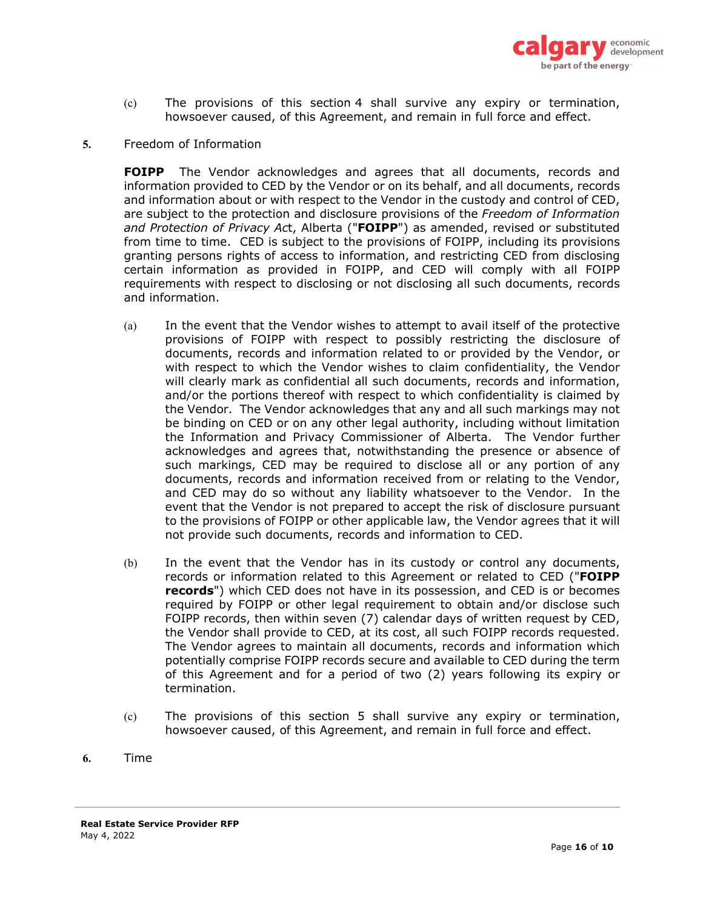(c) The provisions of this section 4 shall survive any expiry or termination, howsoever caused, of this Agreement, and remain in full force and effect.

**5.** Freedom of Information

**FOIPP** The Vendor acknowledges and agrees that all documents, records and information provided to CED by the Vendor or on its behalf, and all documents, records and information about or with respect to the Vendor in the custody and control of CED, are subject to the protection and disclosure provisions of the *Freedom of Information and Protection of Privacy Ac*t, Alberta ("**FOIPP**") as amended, revised or substituted from time to time. CED is subject to the provisions of FOIPP, including its provisions granting persons rights of access to information, and restricting CED from disclosing certain information as provided in FOIPP, and CED will comply with all FOIPP requirements with respect to disclosing or not disclosing all such documents, records and information.

(a) In the event that the Vendor wishes to attempt to avail itself of the protective provisions of FOIPP with respect to possibly restricting the disclosure of documents, records and information related to or provided by the Vendor, or with respect to which the Vendor wishes to claim confidentiality, the Vendor will clearly mark as confidential all such documents, records and information, and/or the portions thereof with respect to which confidentiality is claimed by the Vendor. The Vendor acknowledges that any and all such markings may not be binding on CED or on any other legal authority, including without limitation the Information and Privacy Commissioner of Alberta. The Vendor further acknowledges and agrees that, notwithstanding the presence or absence of such markings, CED may be required to disclose all or any portion of any documents, records and information received from or relating to the Vendor, and CED may do so without any liability whatsoever to the Vendor. In the event that the Vendor is not prepared to accept the risk of disclosure pursuant to the provisions of FOIPP or other applicable law, the Vendor agrees that it will not provide such documents, records and information to CED.

(b) In the event that the Vendor has in its custody or control any documents, records or information related to this Agreement or related to CED ("**FOIPP records**") which CED does not have in its possession, and CED is or becomes required by FOIPP or other legal requirement to obtain and/or disclose such FOIPP records, then within seven (7) calendar days of written request by CED, the Vendor shall provide to CED, at its cost, all such FOIPP records requested. The Vendor agrees to maintain all documents, records and information which potentially comprise FOIPP records secure and available to CED during the term of this Agreement and for a period of two (2) years following its expiry or termination.

(c) The provisions of this section 5 shall survive any expiry or termination, howsoever caused, of this Agreement, and remain in full force and effect.

**6.** Time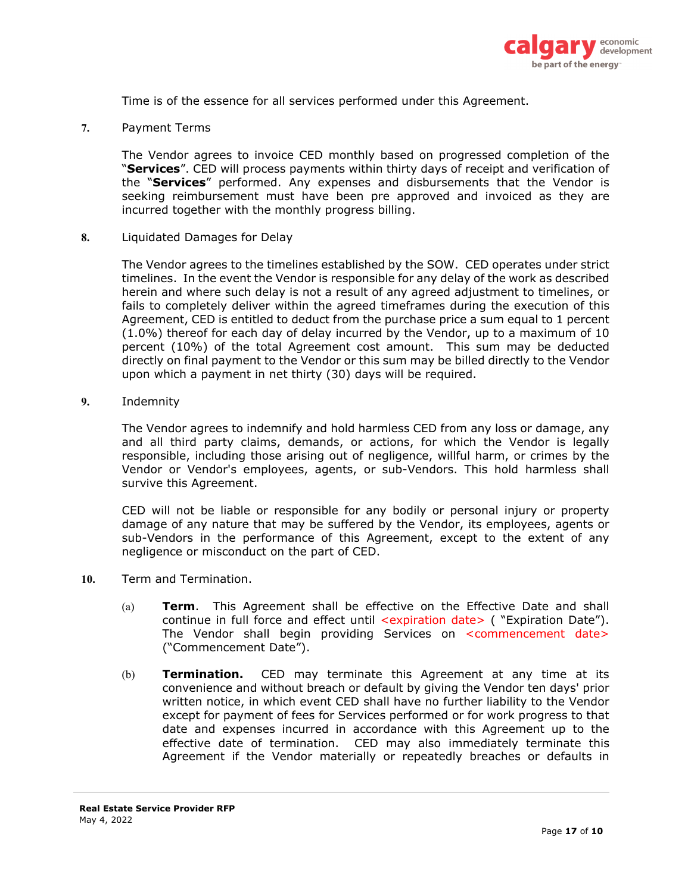Time is of the essence for all services performed under this Agreement.

**7.** Payment Terms

The Vendor agrees to invoice CED monthly based on progressed completion of the "**Services**". CED will process payments within thirty days of receipt and verification of the "**Services**" performed. Any expenses and disbursements that the Vendor is seeking reimbursement must have been pre approved and invoiced as they are incurred together with the monthly progress billing.

**8.** Liquidated Damages for Delay

The Vendor agrees to the timelines established by the SOW. CED operates under strict timelines. In the event the Vendor is responsible for any delay of the work as described herein and where such delay is not a result of any agreed adjustment to timelines, or fails to completely deliver within the agreed timeframes during the execution of this Agreement, CED is entitled to deduct from the purchase price a sum equal to 1 percent (1.0%) thereof for each day of delay incurred by the Vendor, up to a maximum of 10 percent (10%) of the total Agreement cost amount. This sum may be deducted directly on final payment to the Vendor or this sum may be billed directly to the Vendor upon which a payment in net thirty (30) days will be required.

**9.** Indemnity

The Vendor agrees to indemnify and hold harmless CED from any loss or damage, any and all third party claims, demands, or actions, for which the Vendor is legally responsible, including those arising out of negligence, willful harm, or crimes by the Vendor or Vendor's employees, agents, or sub-Vendors. This hold harmless shall survive this Agreement.

CED will not be liable or responsible for any bodily or personal injury or property damage of any nature that may be suffered by the Vendor, its employees, agents or sub-Vendors in the performance of this Agreement, except to the extent of any negligence or misconduct on the part of CED.

**10.** Term and Termination.

(a) **Term**. This Agreement shall be effective on the Effective Date and shall continue in full force and effect until <expiration date> ( "Expiration Date"). The Vendor shall begin providing Services on <commencement date> ("Commencement Date").

(b) **Termination.** CED may terminate this Agreement at any time at its convenience and without breach or default by giving the Vendor ten days' prior written notice, in which event CED shall have no further liability to the Vendor except for payment of fees for Services performed or for work progress to that date and expenses incurred in accordance with this Agreement up to the effective date of termination. CED may also immediately terminate this Agreement if the Vendor materially or repeatedly breaches or defaults in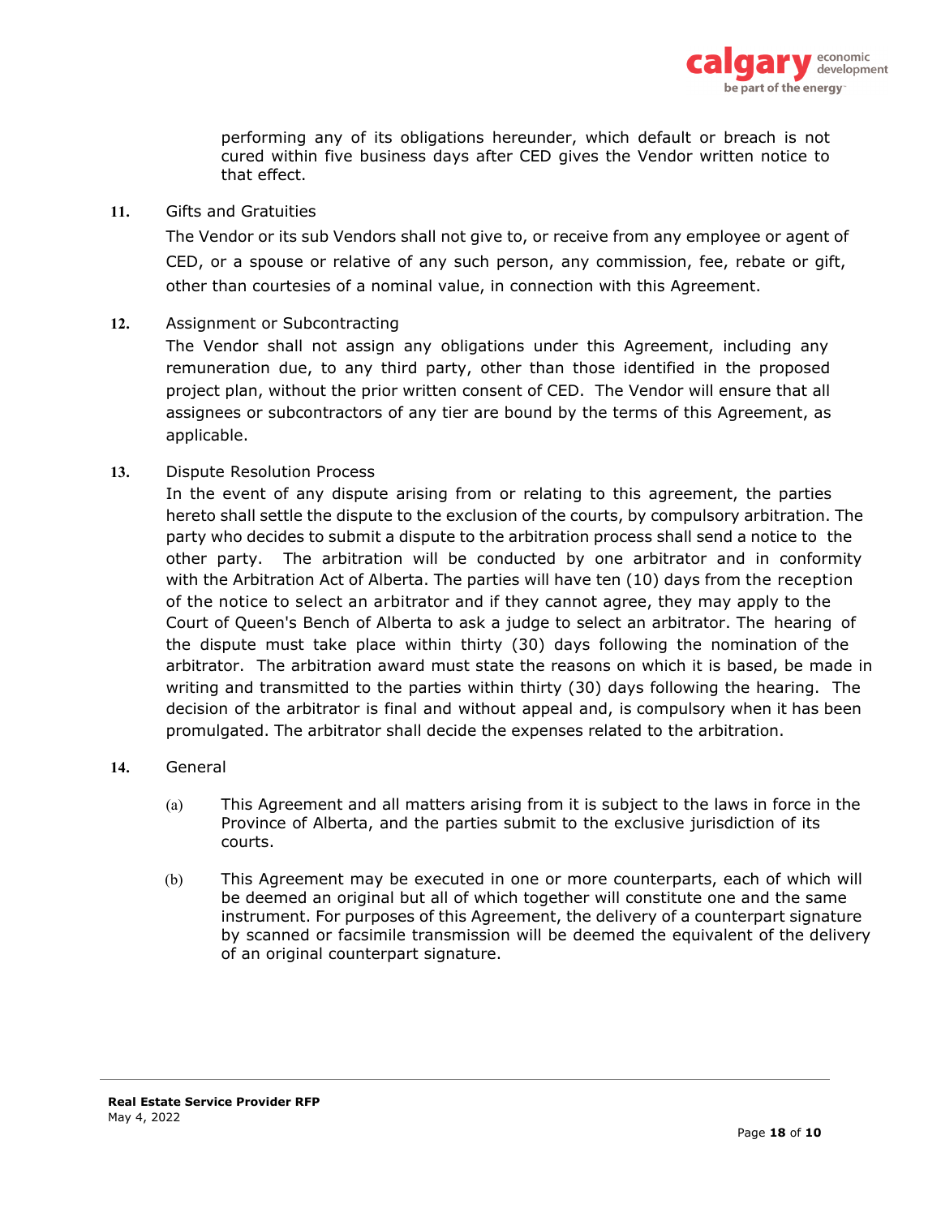performing any of its obligations hereunder, which default or breach is not cured within five business days after CED gives the Vendor written notice to that effect.

**11.** Gifts and Gratuities

The Vendor or its sub Vendors shall not give to, or receive from any employee or agent of CED, or a spouse or relative of any such person, any commission, fee, rebate or gift, other than courtesies of a nominal value, in connection with this Agreement.

**12.** Assignment or Subcontracting

The Vendor shall not assign any obligations under this Agreement, including any remuneration due, to any third party, other than those identified in the proposed project plan, without the prior written consent of CED. The Vendor will ensure that all assignees or subcontractors of any tier are bound by the terms of this Agreement, as applicable.

**13.** Dispute Resolution Process

In the event of any dispute arising from or relating to this agreement, the parties hereto shall settle the dispute to the exclusion of the courts, by compulsory arbitration. The party who decides to submit a dispute to the arbitration process shall send a notice to the other party. The arbitration will be conducted by one arbitrator and in conformity with the Arbitration Act of Alberta. The parties will have ten (10) days from the reception of the notice to select an arbitrator and if they cannot agree, they may apply to the Court of Queen's Bench of Alberta to ask a judge to select an arbitrator. The hearing of the dispute must take place within thirty (30) days following the nomination of the arbitrator. The arbitration award must state the reasons on which it is based, be made in writing and transmitted to the parties within thirty (30) days following the hearing. The decision of the arbitrator is final and without appeal and, is compulsory when it has been promulgated. The arbitrator shall decide the expenses related to the arbitration.

**14.** General

(a) This Agreement and all matters arising from it is subject to the laws in force in the Province of Alberta, and the parties submit to the exclusive jurisdiction of its courts.

(b) This Agreement may be executed in one or more counterparts, each of which will be deemed an original but all of which together will constitute one and the same instrument. For purposes of this Agreement, the delivery of a counterpart signature by scanned or facsimile transmission will be deemed the equivalent of the delivery of an original counterpart signature.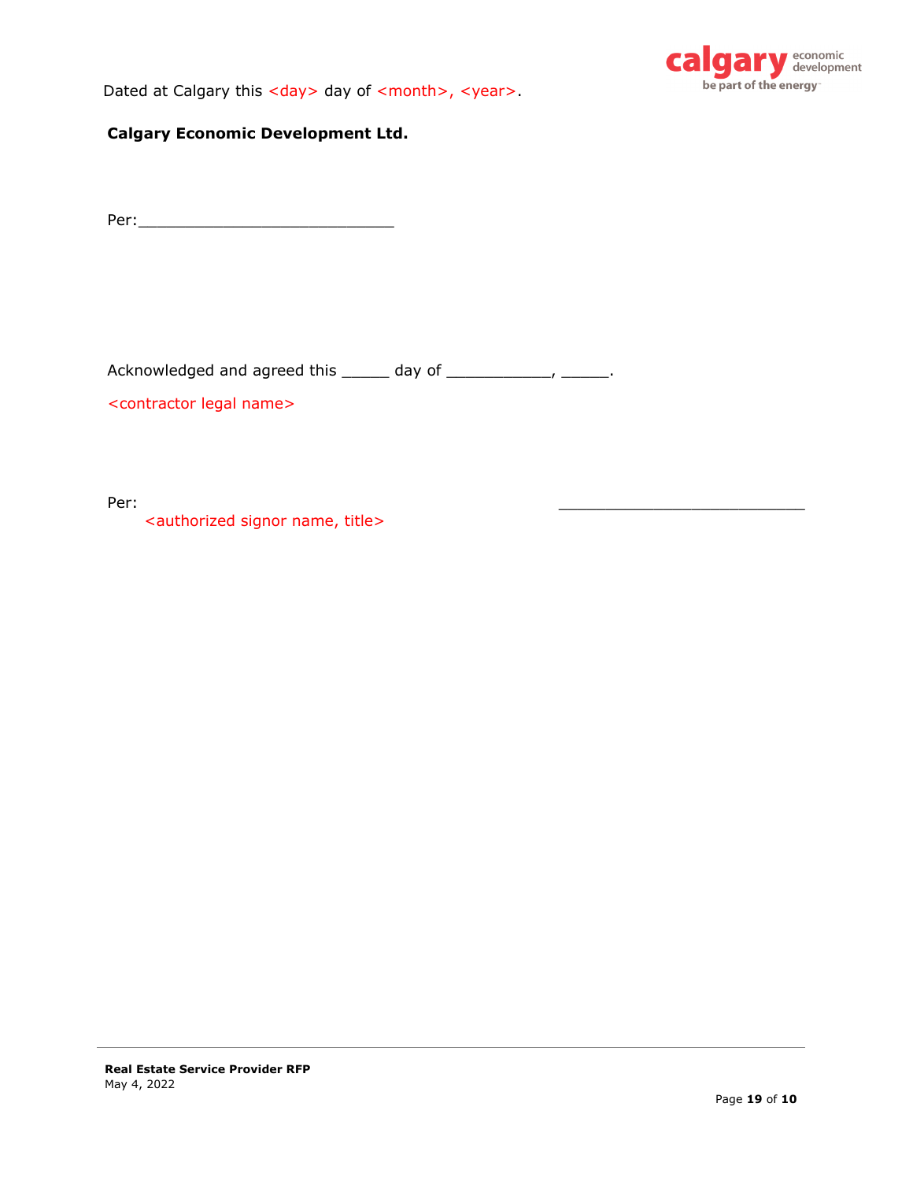Dated at Calgary this <day> day of <month>, <year>.

**Calgary Economic Development Ltd.**

Per:___________________________

Acknowledged and agreed this _____ day of ___________, _____.

<contractor legal name>

Per: ___________________________

<authorized signor name, title>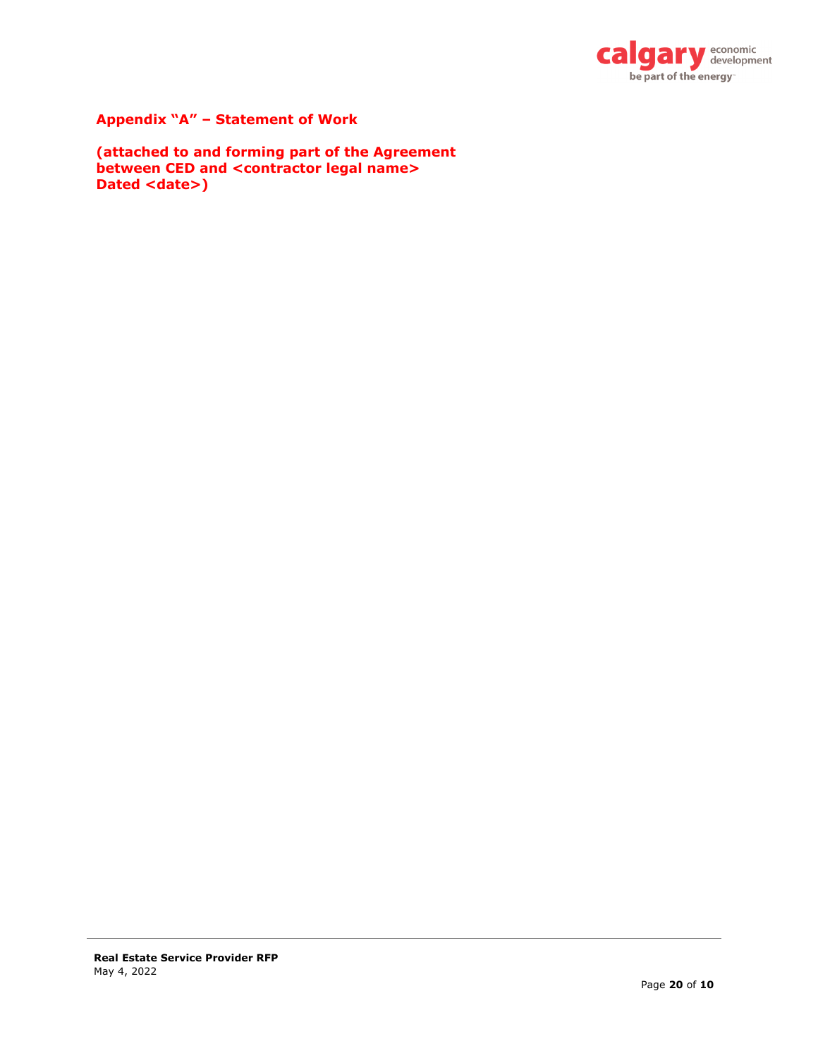**Appendix "A" – Statement of Work**

**(attached to and forming part of the Agreement between CED and <contractor legal name> Dated <date>)**